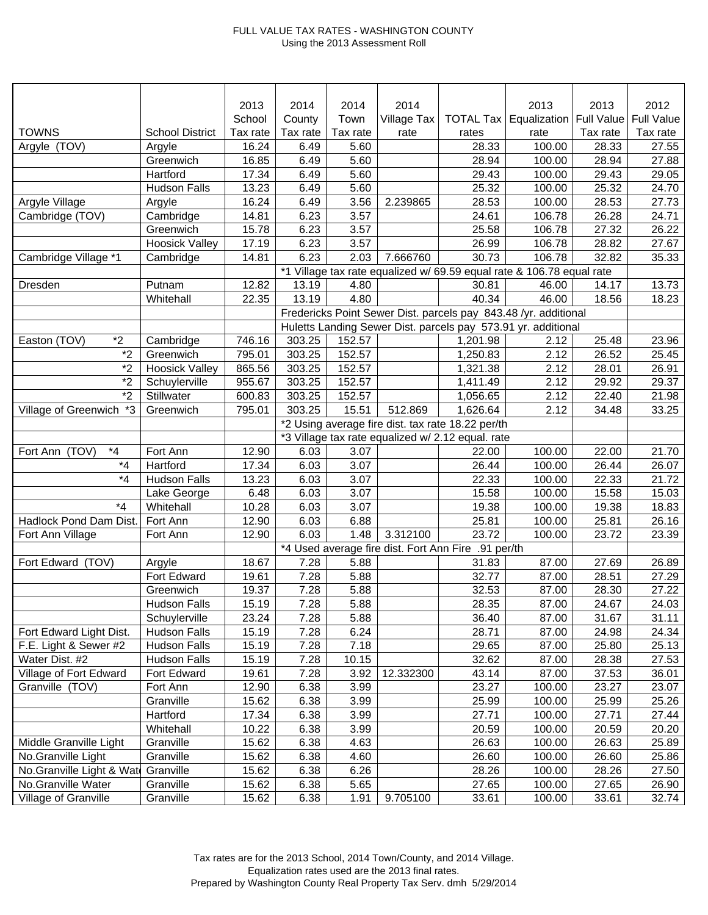FULL VALUE TAX RATES - WASHINGTON COUNTY
Using the 2013 Assessment Roll

| TOWNS | School District | 2013 School Tax rate | 2014 County Tax rate | 2014 Town Tax rate | 2014 Village Tax rate | TOTAL Tax rates | 2013 Equalization rate | 2013 Full Value Tax rate | 2012 Full Value Tax rate |
|---|---|---|---|---|---|---|---|---|---|
| Argyle (TOV) | Argyle | 16.24 | 6.49 | 5.60 | | 28.33 | 100.00 | 28.33 | 27.55 |
| | Greenwich | 16.85 | 6.49 | 5.60 | | 28.94 | 100.00 | 28.94 | 27.88 |
| | Hartford | 17.34 | 6.49 | 5.60 | | 29.43 | 100.00 | 29.43 | 29.05 |
| | Hudson Falls | 13.23 | 6.49 | 5.60 | | 25.32 | 100.00 | 25.32 | 24.70 |
| Argyle Village | Argyle | 16.24 | 6.49 | 3.56 | 2.239865 | 28.53 | 100.00 | 28.53 | 27.73 |
| Cambridge (TOV) | Cambridge | 14.81 | 6.23 | 3.57 | | 24.61 | 106.78 | 26.28 | 24.71 |
| | Greenwich | 15.78 | 6.23 | 3.57 | | 25.58 | 106.78 | 27.32 | 26.22 |
| | Hoosick Valley | 17.19 | 6.23 | 3.57 | | 26.99 | 106.78 | 28.82 | 27.67 |
| Cambridge Village *1 | Cambridge | 14.81 | 6.23 | 2.03 | 7.666760 | 30.73 | 106.78 | 32.82 | 35.33 |
| | | | *1 Village tax rate equalized w/ 69.59 equal rate & 106.78 equal rate | | | | | | |
| Dresden | Putnam | 12.82 | 13.19 | 4.80 | | 30.81 | 46.00 | 14.17 | 13.73 |
| | Whitehall | 22.35 | 13.19 | 4.80 | | 40.34 | 46.00 | 18.56 | 18.23 |
| | | | Fredericks Point Sewer Dist. parcels pay 843.48 /yr. additional | | | | | | |
| | | | Huletts Landing Sewer Dist. parcels pay 573.91 yr. additional | | | | | | |
| Easton (TOV) *2 | Cambridge | 746.16 | 303.25 | 152.57 | | 1,201.98 | 2.12 | 25.48 | 23.96 |
| *2 | Greenwich | 795.01 | 303.25 | 152.57 | | 1,250.83 | 2.12 | 26.52 | 25.45 |
| *2 | Hoosick Valley | 865.56 | 303.25 | 152.57 | | 1,321.38 | 2.12 | 28.01 | 26.91 |
| *2 | Schuylerville | 955.67 | 303.25 | 152.57 | | 1,411.49 | 2.12 | 29.92 | 29.37 |
| *2 | Stillwater | 600.83 | 303.25 | 152.57 | | 1,056.65 | 2.12 | 22.40 | 21.98 |
| Village of Greenwich *3 | Greenwich | 795.01 | 303.25 | 15.51 | 512.869 | 1,626.64 | 2.12 | 34.48 | 33.25 |
| | | | *2 Using average fire dist. tax rate 18.22 per/th | | | | | | |
| | | | *3 Village tax rate equalized w/ 2.12 equal. rate | | | | | | |
| Fort Ann (TOV) *4 | Fort Ann | 12.90 | 6.03 | 3.07 | | 22.00 | 100.00 | 22.00 | 21.70 |
| *4 | Hartford | 17.34 | 6.03 | 3.07 | | 26.44 | 100.00 | 26.44 | 26.07 |
| *4 | Hudson Falls | 13.23 | 6.03 | 3.07 | | 22.33 | 100.00 | 22.33 | 21.72 |
| | Lake George | 6.48 | 6.03 | 3.07 | | 15.58 | 100.00 | 15.58 | 15.03 |
| *4 | Whitehall | 10.28 | 6.03 | 3.07 | | 19.38 | 100.00 | 19.38 | 18.83 |
| Hadlock Pond Dam Dist. | Fort Ann | 12.90 | 6.03 | 6.88 | | 25.81 | 100.00 | 25.81 | 26.16 |
| Fort Ann Village | Fort Ann | 12.90 | 6.03 | 1.48 | 3.312100 | 23.72 | 100.00 | 23.72 | 23.39 |
| | | | *4 Used average fire dist. Fort Ann Fire .91 per/th | | | | | | |
| Fort Edward (TOV) | Argyle | 18.67 | 7.28 | 5.88 | | 31.83 | 87.00 | 27.69 | 26.89 |
| | Fort Edward | 19.61 | 7.28 | 5.88 | | 32.77 | 87.00 | 28.51 | 27.29 |
| | Greenwich | 19.37 | 7.28 | 5.88 | | 32.53 | 87.00 | 28.30 | 27.22 |
| | Hudson Falls | 15.19 | 7.28 | 5.88 | | 28.35 | 87.00 | 24.67 | 24.03 |
| | Schuylerville | 23.24 | 7.28 | 5.88 | | 36.40 | 87.00 | 31.67 | 31.11 |
| Fort Edward Light Dist. | Hudson Falls | 15.19 | 7.28 | 6.24 | | 28.71 | 87.00 | 24.98 | 24.34 |
| F.E. Light & Sewer #2 | Hudson Falls | 15.19 | 7.28 | 7.18 | | 29.65 | 87.00 | 25.80 | 25.13 |
| Water Dist. #2 | Hudson Falls | 15.19 | 7.28 | 10.15 | | 32.62 | 87.00 | 28.38 | 27.53 |
| Village of Fort Edward | Fort Edward | 19.61 | 7.28 | 3.92 | 12.332300 | 43.14 | 87.00 | 37.53 | 36.01 |
| Granville (TOV) | Fort Ann | 12.90 | 6.38 | 3.99 | | 23.27 | 100.00 | 23.27 | 23.07 |
| | Granville | 15.62 | 6.38 | 3.99 | | 25.99 | 100.00 | 25.99 | 25.26 |
| | Hartford | 17.34 | 6.38 | 3.99 | | 27.71 | 100.00 | 27.71 | 27.44 |
| | Whitehall | 10.22 | 6.38 | 3.99 | | 20.59 | 100.00 | 20.59 | 20.20 |
| Middle Granville Light | Granville | 15.62 | 6.38 | 4.63 | | 26.63 | 100.00 | 26.63 | 25.89 |
| No.Granville Light | Granville | 15.62 | 6.38 | 4.60 | | 26.60 | 100.00 | 26.60 | 25.86 |
| No.Granville Light & Wat | Granville | 15.62 | 6.38 | 6.26 | | 28.26 | 100.00 | 28.26 | 27.50 |
| No.Granville Water | Granville | 15.62 | 6.38 | 5.65 | | 27.65 | 100.00 | 27.65 | 26.90 |
| Village of Granville | Granville | 15.62 | 6.38 | 1.91 | 9.705100 | 33.61 | 100.00 | 33.61 | 32.74 |

Tax rates are for the 2013 School, 2014 Town/County, and 2014 Village.
Equalization rates used are the 2013 final rates.
Prepared by Washington County Real Property Tax Serv. dmh 5/29/2014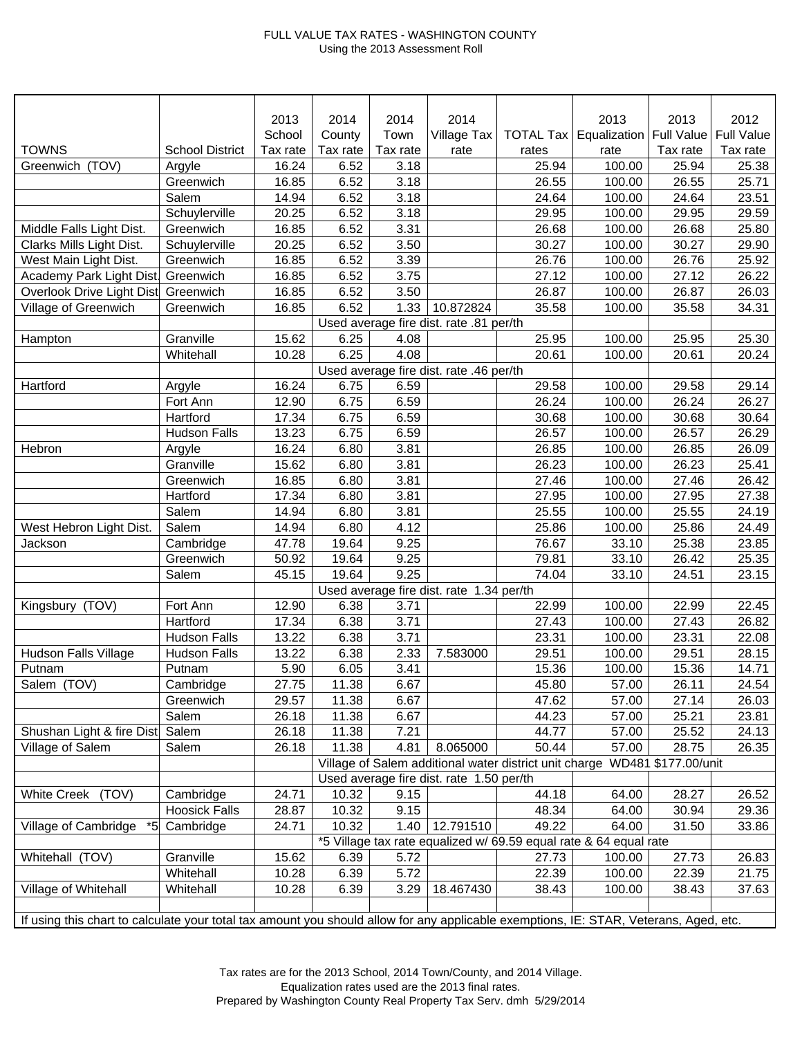# FULL VALUE TAX RATES - WASHINGTON COUNTY

Using the 2013 Assessment Roll

| TOWNS | School District | 2013 School Tax rate | 2014 County Tax rate | 2014 Town Tax rate | 2014 Village Tax rate | TOTAL Tax rates | 2013 Equalization rate | 2013 Full Value Tax rate | 2012 Full Value Tax rate |
|---|---|---|---|---|---|---|---|---|---|
| Greenwich (TOV) | Argyle | 16.24 | 6.52 | 3.18 | | 25.94 | 100.00 | 25.94 | 25.38 |
| | Greenwich | 16.85 | 6.52 | 3.18 | | 26.55 | 100.00 | 26.55 | 25.71 |
| | Salem | 14.94 | 6.52 | 3.18 | | 24.64 | 100.00 | 24.64 | 23.51 |
| | Schuylerville | 20.25 | 6.52 | 3.18 | | 29.95 | 100.00 | 29.95 | 29.59 |
| Middle Falls Light Dist. | Greenwich | 16.85 | 6.52 | 3.31 | | 26.68 | 100.00 | 26.68 | 25.80 |
| Clarks Mills Light Dist. | Schuylerville | 20.25 | 6.52 | 3.50 | | 30.27 | 100.00 | 30.27 | 29.90 |
| West Main Light Dist. | Greenwich | 16.85 | 6.52 | 3.39 | | 26.76 | 100.00 | 26.76 | 25.92 |
| Academy Park Light Dist. | Greenwich | 16.85 | 6.52 | 3.75 | | 27.12 | 100.00 | 27.12 | 26.22 |
| Overlook Drive Light Dist | Greenwich | 16.85 | 6.52 | 3.50 | | 26.87 | 100.00 | 26.87 | 26.03 |
| Village of Greenwich | Greenwich | 16.85 | 6.52 | 1.33 | 10.872824 | 35.58 | 100.00 | 35.58 | 34.31 |
| | | | Used average fire dist. rate .81 per/th | | | | | | |
| Hampton | Granville | 15.62 | 6.25 | 4.08 | | 25.95 | 100.00 | 25.95 | 25.30 |
| | Whitehall | 10.28 | 6.25 | 4.08 | | 20.61 | 100.00 | 20.61 | 20.24 |
| | | | Used average fire dist. rate .46 per/th | | | | | | |
| Hartford | Argyle | 16.24 | 6.75 | 6.59 | | 29.58 | 100.00 | 29.58 | 29.14 |
| | Fort Ann | 12.90 | 6.75 | 6.59 | | 26.24 | 100.00 | 26.24 | 26.27 |
| | Hartford | 17.34 | 6.75 | 6.59 | | 30.68 | 100.00 | 30.68 | 30.64 |
| | Hudson Falls | 13.23 | 6.75 | 6.59 | | 26.57 | 100.00 | 26.57 | 26.29 |
| Hebron | Argyle | 16.24 | 6.80 | 3.81 | | 26.85 | 100.00 | 26.85 | 26.09 |
| | Granville | 15.62 | 6.80 | 3.81 | | 26.23 | 100.00 | 26.23 | 25.41 |
| | Greenwich | 16.85 | 6.80 | 3.81 | | 27.46 | 100.00 | 27.46 | 26.42 |
| | Hartford | 17.34 | 6.80 | 3.81 | | 27.95 | 100.00 | 27.95 | 27.38 |
| | Salem | 14.94 | 6.80 | 3.81 | | 25.55 | 100.00 | 25.55 | 24.19 |
| West Hebron Light Dist. | Salem | 14.94 | 6.80 | 4.12 | | 25.86 | 100.00 | 25.86 | 24.49 |
| Jackson | Cambridge | 47.78 | 19.64 | 9.25 | | 76.67 | 33.10 | 25.38 | 23.85 |
| | Greenwich | 50.92 | 19.64 | 9.25 | | 79.81 | 33.10 | 26.42 | 25.35 |
| | Salem | 45.15 | 19.64 | 9.25 | | 74.04 | 33.10 | 24.51 | 23.15 |
| | | | Used average fire dist. rate 1.34 per/th | | | | | | |
| Kingsbury (TOV) | Fort Ann | 12.90 | 6.38 | 3.71 | | 22.99 | 100.00 | 22.99 | 22.45 |
| | Hartford | 17.34 | 6.38 | 3.71 | | 27.43 | 100.00 | 27.43 | 26.82 |
| | Hudson Falls | 13.22 | 6.38 | 3.71 | | 23.31 | 100.00 | 23.31 | 22.08 |
| Hudson Falls Village | Hudson Falls | 13.22 | 6.38 | 2.33 | 7.583000 | 29.51 | 100.00 | 29.51 | 28.15 |
| Putnam | Putnam | 5.90 | 6.05 | 3.41 | | 15.36 | 100.00 | 15.36 | 14.71 |
| Salem (TOV) | Cambridge | 27.75 | 11.38 | 6.67 | | 45.80 | 57.00 | 26.11 | 24.54 |
| | Greenwich | 29.57 | 11.38 | 6.67 | | 47.62 | 57.00 | 27.14 | 26.03 |
| | Salem | 26.18 | 11.38 | 6.67 | | 44.23 | 57.00 | 25.21 | 23.81 |
| Shushan Light & fire Dist | Salem | 26.18 | 11.38 | 7.21 | | 44.77 | 57.00 | 25.52 | 24.13 |
| Village of Salem | Salem | 26.18 | 11.38 | 4.81 | 8.065000 | 50.44 | 57.00 | 28.75 | 26.35 |
| | | | Village of Salem additional water district unit charge WD481 $177.00/unit | | | | | | |
| | | | Used average fire dist. rate 1.50 per/th | | | | | | |
| White Creek (TOV) | Cambridge | 24.71 | 10.32 | 9.15 | | 44.18 | 64.00 | 28.27 | 26.52 |
| | Hoosick Falls | 28.87 | 10.32 | 9.15 | | 48.34 | 64.00 | 30.94 | 29.36 |
| Village of Cambridge *5 | Cambridge | 24.71 | 10.32 | 1.40 | 12.791510 | 49.22 | 64.00 | 31.50 | 33.86 |
| | | | *5 Village tax rate equalized w/ 69.59 equal rate & 64 equal rate | | | | | | |
| Whitehall (TOV) | Granville | 15.62 | 6.39 | 5.72 | | 27.73 | 100.00 | 27.73 | 26.83 |
| | Whitehall | 10.28 | 6.39 | 5.72 | | 22.39 | 100.00 | 22.39 | 21.75 |
| Village of Whitehall | Whitehall | 10.28 | 6.39 | 3.29 | 18.467430 | 38.43 | 100.00 | 38.43 | 37.63 |
| | | | | | | | | | |
| If using this chart to calculate your total tax amount you should allow for any applicable exemptions, IE: STAR, Veterans, Aged, etc. | | | | | | | | | |

Tax rates are for the 2013 School, 2014 Town/County, and 2014 Village.
Equalization rates used are the 2013 final rates.
Prepared by Washington County Real Property Tax Serv. dmh 5/29/2014